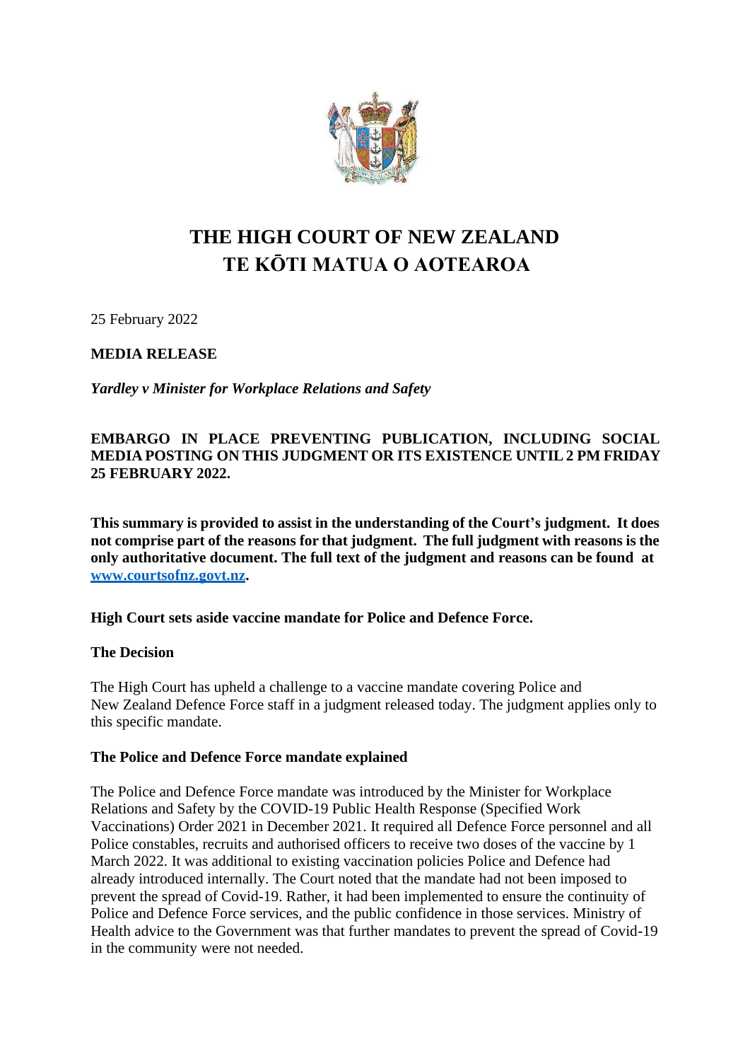# THE HIGH COURT OF NEW ZEALAND
# TE KŌTI MATUA O AOTEAROA

25 February 2022

**MEDIA RELEASE**

***Yardley v Minister for Workplace Relations and Safety***

**EMBARGO IN PLACE PREVENTING PUBLICATION, INCLUDING SOCIAL MEDIA POSTING ON THIS JUDGMENT OR ITS EXISTENCE UNTIL 2 PM FRIDAY 25 FEBRUARY 2022.**

**This summary is provided to assist in the understanding of the Court's judgment. It does not comprise part of the reasons for that judgment. The full judgment with reasons is the only authoritative document. The full text of the judgment and reasons can be found at [www.courtsofnz.govt.nz](http://www.courtsofnz.govt.nz).**

**High Court sets aside vaccine mandate for Police and Defence Force.**

**The Decision**

The High Court has upheld a challenge to a vaccine mandate covering Police and New Zealand Defence Force staff in a judgment released today. The judgment applies only to this specific mandate.

**The Police and Defence Force mandate explained**

The Police and Defence Force mandate was introduced by the Minister for Workplace Relations and Safety by the COVID-19 Public Health Response (Specified Work Vaccinations) Order 2021 in December 2021. It required all Defence Force personnel and all Police constables, recruits and authorised officers to receive two doses of the vaccine by 1 March 2022. It was additional to existing vaccination policies Police and Defence had already introduced internally. The Court noted that the mandate had not been imposed to prevent the spread of Covid-19. Rather, it had been implemented to ensure the continuity of Police and Defence Force services, and the public confidence in those services. Ministry of Health advice to the Government was that further mandates to prevent the spread of Covid-19 in the community were not needed.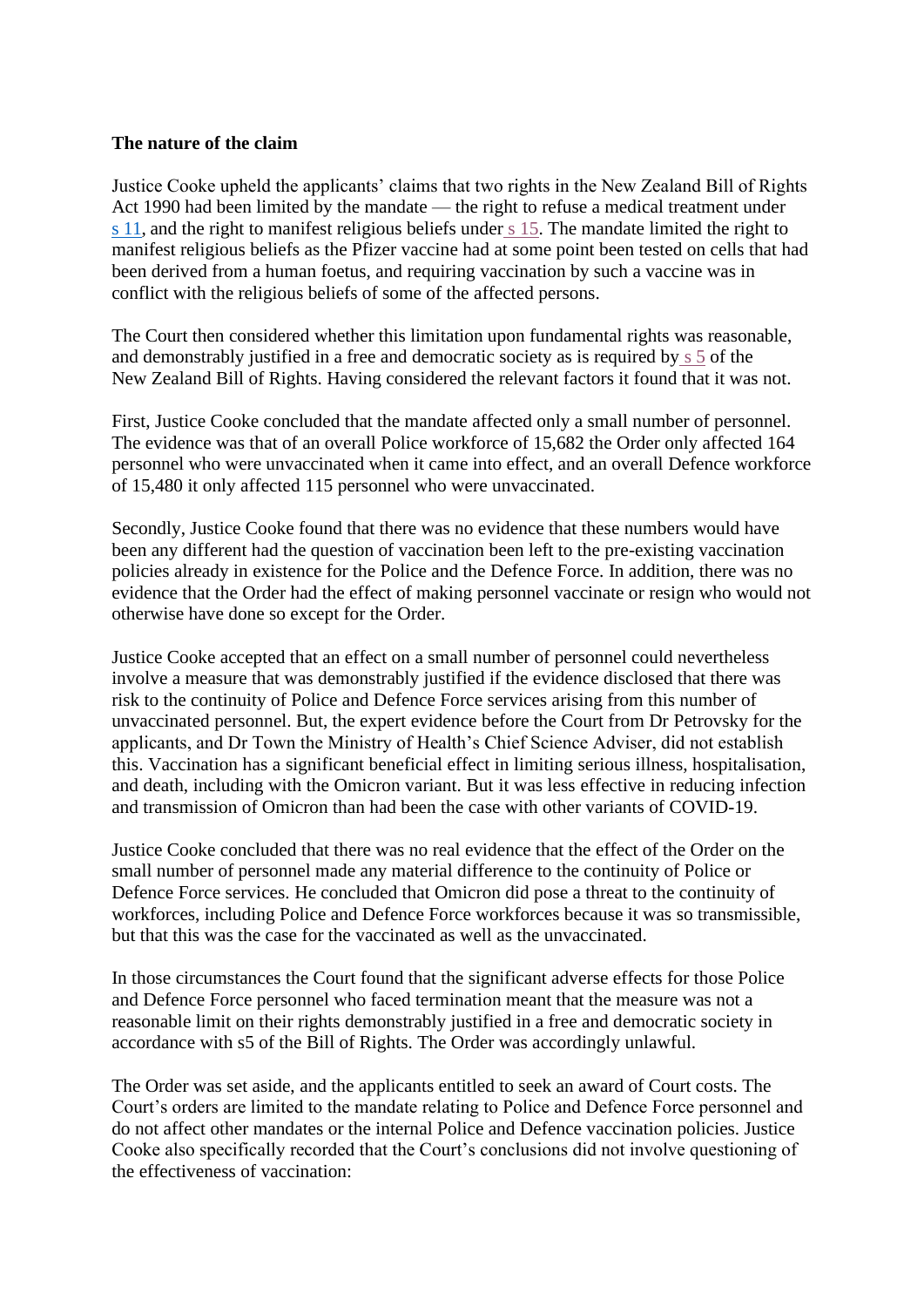**The nature of the claim**

Justice Cooke upheld the applicants' claims that two rights in the New Zealand Bill of Rights Act 1990 had been limited by the mandate — the right to refuse a medical treatment under s 11, and the right to manifest religious beliefs under s 15. The mandate limited the right to manifest religious beliefs as the Pfizer vaccine had at some point been tested on cells that had been derived from a human foetus, and requiring vaccination by such a vaccine was in conflict with the religious beliefs of some of the affected persons.

The Court then considered whether this limitation upon fundamental rights was reasonable, and demonstrably justified in a free and democratic society as is required by s 5 of the New Zealand Bill of Rights. Having considered the relevant factors it found that it was not.

First, Justice Cooke concluded that the mandate affected only a small number of personnel. The evidence was that of an overall Police workforce of 15,682 the Order only affected 164 personnel who were unvaccinated when it came into effect, and an overall Defence workforce of 15,480 it only affected 115 personnel who were unvaccinated.

Secondly, Justice Cooke found that there was no evidence that these numbers would have been any different had the question of vaccination been left to the pre-existing vaccination policies already in existence for the Police and the Defence Force. In addition, there was no evidence that the Order had the effect of making personnel vaccinate or resign who would not otherwise have done so except for the Order.

Justice Cooke accepted that an effect on a small number of personnel could nevertheless involve a measure that was demonstrably justified if the evidence disclosed that there was risk to the continuity of Police and Defence Force services arising from this number of unvaccinated personnel. But, the expert evidence before the Court from Dr Petrovsky for the applicants, and Dr Town the Ministry of Health's Chief Science Adviser, did not establish this. Vaccination has a significant beneficial effect in limiting serious illness, hospitalisation, and death, including with the Omicron variant. But it was less effective in reducing infection and transmission of Omicron than had been the case with other variants of COVID-19.

Justice Cooke concluded that there was no real evidence that the effect of the Order on the small number of personnel made any material difference to the continuity of Police or Defence Force services. He concluded that Omicron did pose a threat to the continuity of workforces, including Police and Defence Force workforces because it was so transmissible, but that this was the case for the vaccinated as well as the unvaccinated.

In those circumstances the Court found that the significant adverse effects for those Police and Defence Force personnel who faced termination meant that the measure was not a reasonable limit on their rights demonstrably justified in a free and democratic society in accordance with s5 of the Bill of Rights. The Order was accordingly unlawful.

The Order was set aside, and the applicants entitled to seek an award of Court costs. The Court's orders are limited to the mandate relating to Police and Defence Force personnel and do not affect other mandates or the internal Police and Defence vaccination policies. Justice Cooke also specifically recorded that the Court's conclusions did not involve questioning of the effectiveness of vaccination: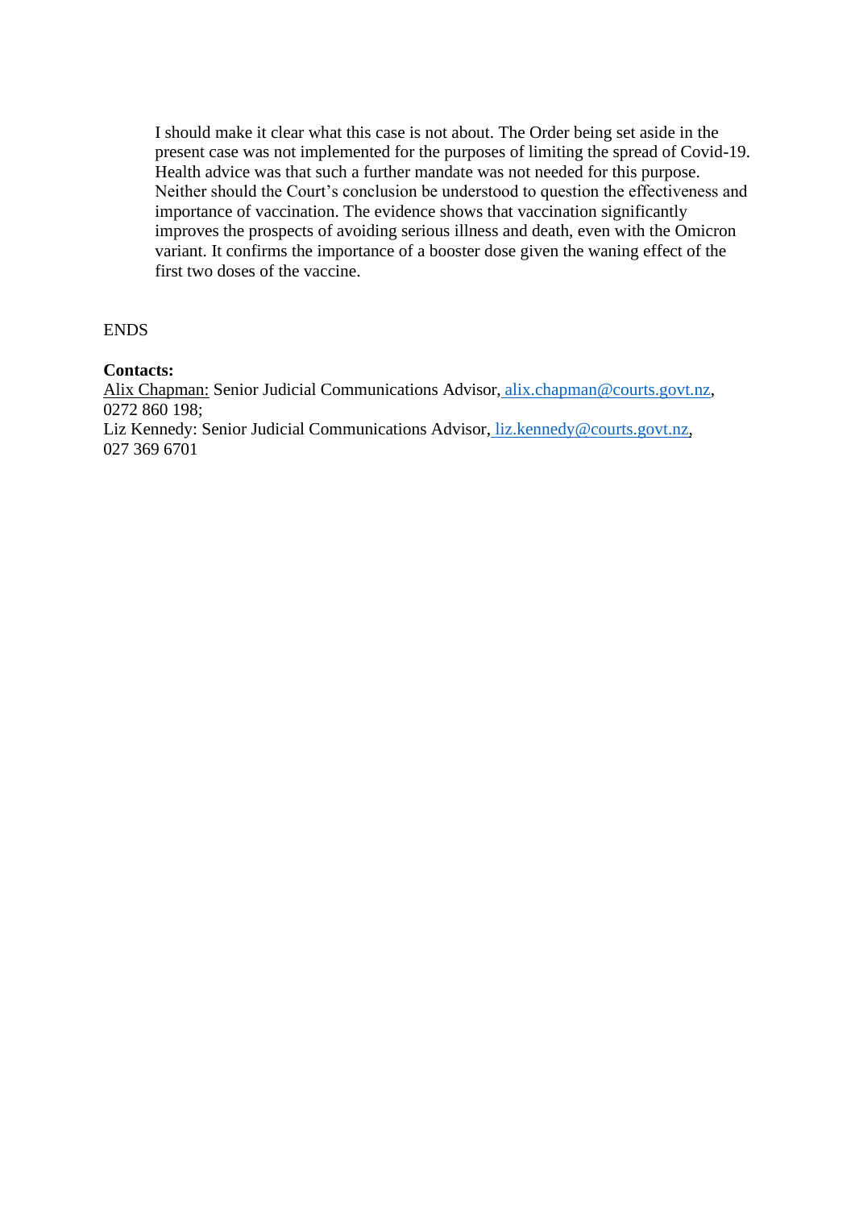> I should make it clear what this case is not about. The Order being set aside in the present case was not implemented for the purposes of limiting the spread of Covid-19. Health advice was that such a further mandate was not needed for this purpose. Neither should the Court's conclusion be understood to question the effectiveness and importance of vaccination. The evidence shows that vaccination significantly improves the prospects of avoiding serious illness and death, even with the Omicron variant. It confirms the importance of a booster dose given the waning effect of the first two doses of the vaccine.

ENDS

**Contacts:**
Alix Chapman: Senior Judicial Communications Advisor, alix.chapman@courts.govt.nz, 0272 860 198;
Liz Kennedy: Senior Judicial Communications Advisor, liz.kennedy@courts.govt.nz, 027 369 6701